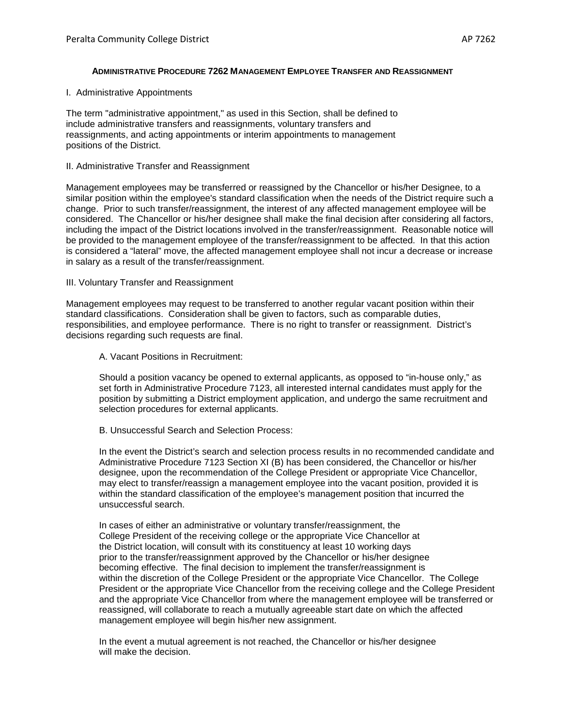# ADMINISTRATIVE PROCEDURE 7262 MANAGEMENT EMPLOYEE TRANSFER AND REASSIGNMENT

I. Administrative Appointments

The term "administrative appointment," as used in this Section, shall be defined to include administrative transfers and reassignments, voluntary transfers and reassignments, and acting appointments or interim appointments to management positions of the District.

II. Administrative Transfer and Reassignment

Management employees may be transferred or reassigned by the Chancellor or his/her Designee, to a similar position within the employee's standard classification when the needs of the District require such a change. Prior to such transfer/reassignment, the interest of any affected management employee will be considered. The Chancellor or his/her designee shall make the final decision after considering all factors, including the impact of the District locations involved in the transfer/reassignment. Reasonable notice will be provided to the management employee of the transfer/reassignment to be affected. In that this action is considered a "lateral" move, the affected management employee shall not incur a decrease or increase in salary as a result of the transfer/reassignment.

III. Voluntary Transfer and Reassignment

Management employees may request to be transferred to another regular vacant position within their standard classifications. Consideration shall be given to factors, such as comparable duties, responsibilities, and employee performance. There is no right to transfer or reassignment. District's decisions regarding such requests are final.

A. Vacant Positions in Recruitment:

Should a position vacancy be opened to external applicants, as opposed to "in-house only," as set forth in Administrative Procedure 7123, all interested internal candidates must apply for the position by submitting a District employment application, and undergo the same recruitment and selection procedures for external applicants.

B. Unsuccessful Search and Selection Process:

In the event the District's search and selection process results in no recommended candidate and Administrative Procedure 7123 Section XI (B) has been considered, the Chancellor or his/her designee, upon the recommendation of the College President or appropriate Vice Chancellor, may elect to transfer/reassign a management employee into the vacant position, provided it is within the standard classification of the employee's management position that incurred the unsuccessful search.

In cases of either an administrative or voluntary transfer/reassignment, the College President of the receiving college or the appropriate Vice Chancellor at the District location, will consult with its constituency at least 10 working days prior to the transfer/reassignment approved by the Chancellor or his/her designee becoming effective. The final decision to implement the transfer/reassignment is within the discretion of the College President or the appropriate Vice Chancellor. The College President or the appropriate Vice Chancellor from the receiving college and the College President and the appropriate Vice Chancellor from where the management employee will be transferred or reassigned, will collaborate to reach a mutually agreeable start date on which the affected management employee will begin his/her new assignment.

In the event a mutual agreement is not reached, the Chancellor or his/her designee will make the decision.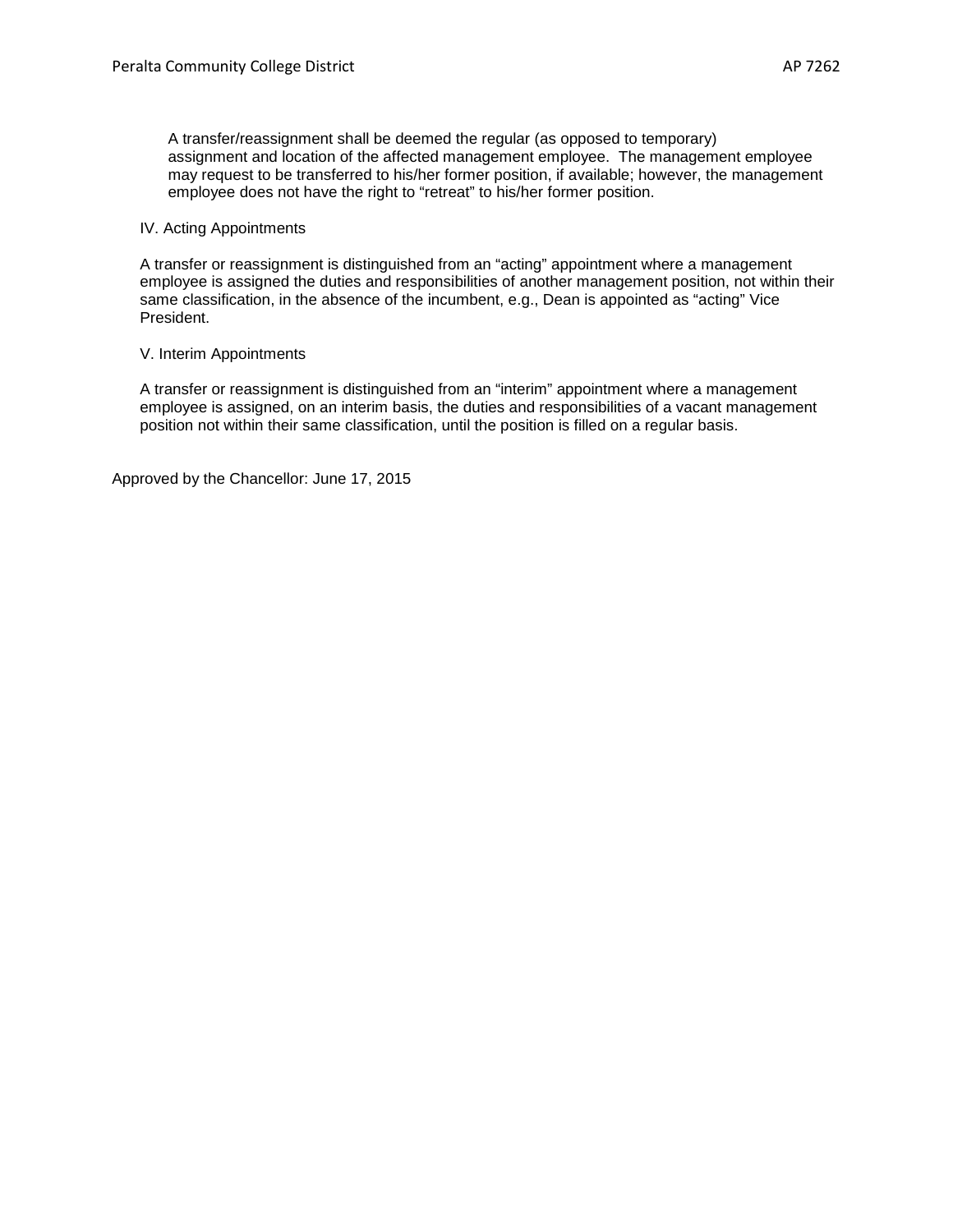A transfer/reassignment shall be deemed the regular (as opposed to temporary) assignment and location of the affected management employee. The management employee may request to be transferred to his/her former position, if available; however, the management employee does not have the right to "retreat" to his/her former position.

IV. Acting Appointments

A transfer or reassignment is distinguished from an "acting" appointment where a management employee is assigned the duties and responsibilities of another management position, not within their same classification, in the absence of the incumbent, e.g., Dean is appointed as "acting" Vice President.

V. Interim Appointments

A transfer or reassignment is distinguished from an "interim" appointment where a management employee is assigned, on an interim basis, the duties and responsibilities of a vacant management position not within their same classification, until the position is filled on a regular basis.

Approved by the Chancellor: June 17, 2015